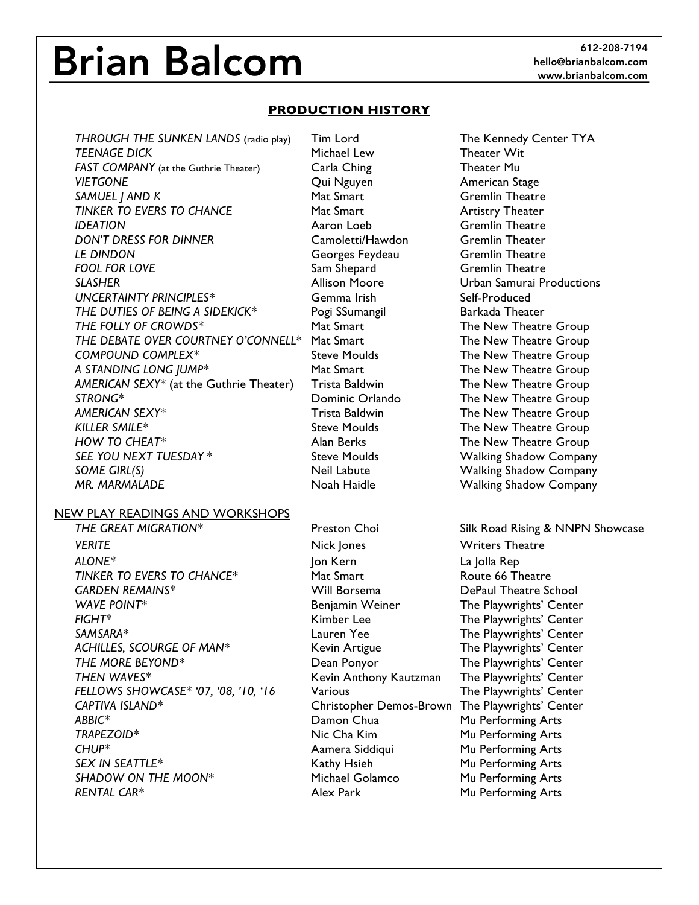# Brian Balcom

612-208-7194
hello@brianbalcom.com
www.brianbalcom.com

## PRODUCTION HISTORY

| | | |
|---|---|---|
| *THROUGH THE SUNKEN LANDS* (radio play) | Tim Lord | The Kennedy Center TYA |
| *TEENAGE DICK* | Michael Lew | Theater Wit |
| *FAST COMPANY* (at the Guthrie Theater) | Carla Ching | Theater Mu |
| *VIETGONE* | Qui Nguyen | American Stage |
| *SAMUEL J AND K* | Mat Smart | Gremlin Theatre |
| *TINKER TO EVERS TO CHANCE* | Mat Smart | Artistry Theater |
| *IDEATION* | Aaron Loeb | Gremlin Theatre |
| *DON'T DRESS FOR DINNER* | Camoletti/Hawdon | Gremlin Theater |
| *LE DINDON* | Georges Feydeau | Gremlin Theatre |
| *FOOL FOR LOVE* | Sam Shepard | Gremlin Theatre |
| *SLASHER* | Allison Moore | Urban Samurai Productions |
| *UNCERTAINTY PRINCIPLES** | Gemma Irish | Self-Produced |
| *THE DUTIES OF BEING A SIDEKICK** | Pogi SSumangil | Barkada Theater |
| *THE FOLLY OF CROWDS** | Mat Smart | The New Theatre Group |
| *THE DEBATE OVER COURTNEY O'CONNELL** | Mat Smart | The New Theatre Group |
| *COMPOUND COMPLEX** | Steve Moulds | The New Theatre Group |
| *A STANDING LONG JUMP** | Mat Smart | The New Theatre Group |
| *AMERICAN SEXY** (at the Guthrie Theater) | Trista Baldwin | The New Theatre Group |
| *STRONG** | Dominic Orlando | The New Theatre Group |
| *AMERICAN SEXY** | Trista Baldwin | The New Theatre Group |
| *KILLER SMILE** | Steve Moulds | The New Theatre Group |
| *HOW TO CHEAT** | Alan Berks | The New Theatre Group |
| *SEE YOU NEXT TUESDAY ** | Steve Moulds | Walking Shadow Company |
| *SOME GIRL(S)* | Neil Labute | Walking Shadow Company |
| *MR. MARMALADE* | Noah Haidle | Walking Shadow Company |

### NEW PLAY READINGS AND WORKSHOPS

| | | |
|---|---|---|
| *THE GREAT MIGRATION** | Preston Choi | Silk Road Rising & NNPN Showcase |
| *VERITE* | Nick Jones | Writers Theatre |
| *ALONE** | Jon Kern | La Jolla Rep |
| *TINKER TO EVERS TO CHANCE** | Mat Smart | Route 66 Theatre |
| *GARDEN REMAINS** | Will Borsema | DePaul Theatre School |
| *WAVE POINT** | Benjamin Weiner | The Playwrights' Center |
| *FIGHT** | Kimber Lee | The Playwrights' Center |
| *SAMSARA** | Lauren Yee | The Playwrights' Center |
| *ACHILLES, SCOURGE OF MAN** | Kevin Artigue | The Playwrights' Center |
| *THE MORE BEYOND** | Dean Ponyor | The Playwrights' Center |
| *THEN WAVES** | Kevin Anthony Kautzman | The Playwrights' Center |
| *FELLOWS SHOWCASE* '07, '08, '10, '16* | Various | The Playwrights' Center |
| *CAPTIVA ISLAND** | Christopher Demos-Brown | The Playwrights' Center |
| *ABBIC** | Damon Chua | Mu Performing Arts |
| *TRAPEZOID** | Nic Cha Kim | Mu Performing Arts |
| *CHUP** | Aamera Siddiqui | Mu Performing Arts |
| *SEX IN SEATTLE** | Kathy Hsieh | Mu Performing Arts |
| *SHADOW ON THE MOON** | Michael Golamco | Mu Performing Arts |
| *RENTAL CAR** | Alex Park | Mu Performing Arts |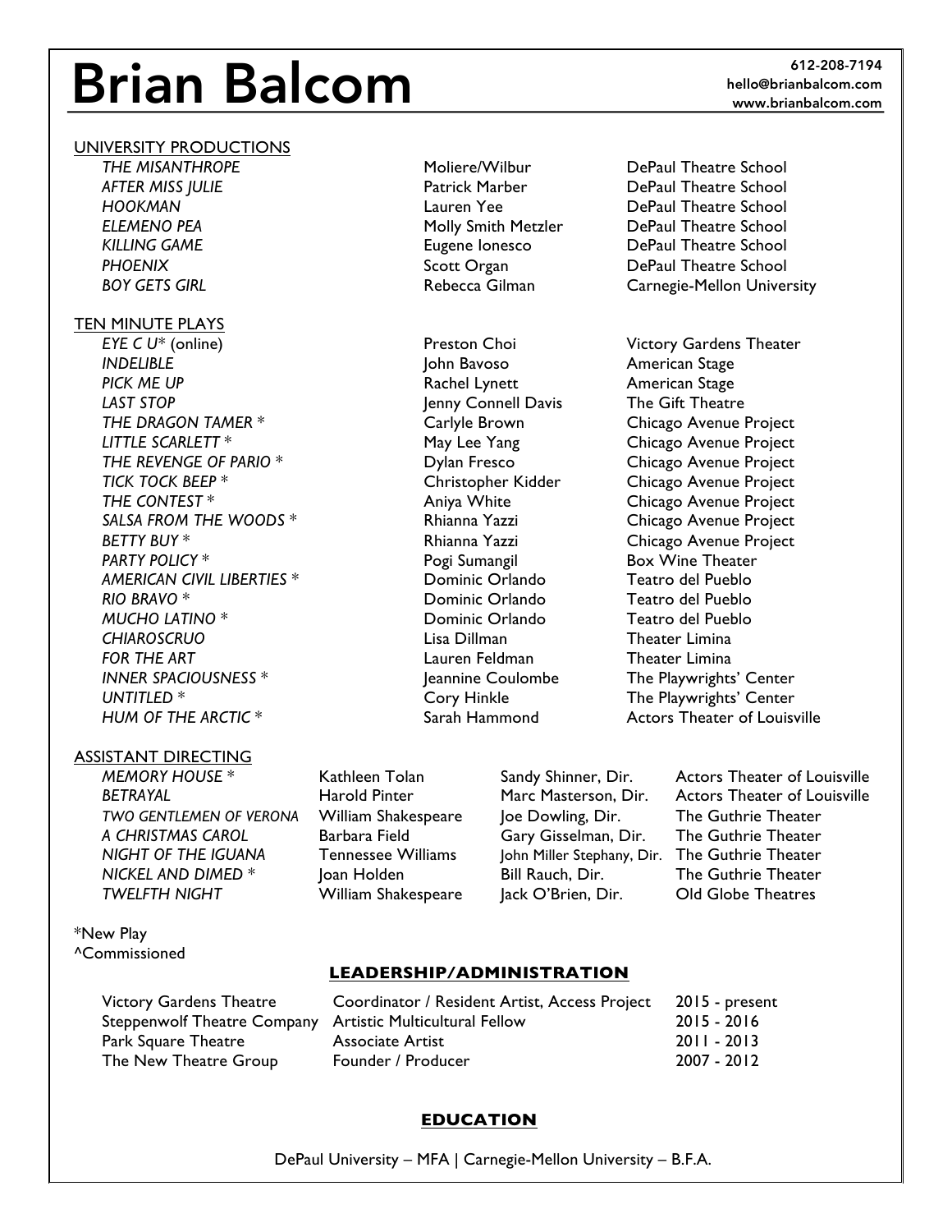# Brian Balcom

612-208-7194
hello@brianbalcom.com
www.brianbalcom.com

## UNIVERSITY PRODUCTIONS

| | | |
|---|---|---|
| *THE MISANTHROPE* | Moliere/Wilbur | DePaul Theatre School |
| *AFTER MISS JULIE* | Patrick Marber | DePaul Theatre School |
| *HOOKMAN* | Lauren Yee | DePaul Theatre School |
| *ELEMENO PEA* | Molly Smith Metzler | DePaul Theatre School |
| *KILLING GAME* | Eugene Ionesco | DePaul Theatre School |
| *PHOENIX* | Scott Organ | DePaul Theatre School |
| *BOY GETS GIRL* | Rebecca Gilman | Carnegie-Mellon University |

## TEN MINUTE PLAYS

| | | |
|---|---|---|
| *EYE C U** (online) | Preston Choi | Victory Gardens Theater |
| *INDELIBLE* | John Bavoso | American Stage |
| *PICK ME UP* | Rachel Lynett | American Stage |
| *LAST STOP* | Jenny Connell Davis | The Gift Theatre |
| *THE DRAGON TAMER* * | Carlyle Brown | Chicago Avenue Project |
| *LITTLE SCARLETT* * | May Lee Yang | Chicago Avenue Project |
| *THE REVENGE OF PARIO* * | Dylan Fresco | Chicago Avenue Project |
| *TICK TOCK BEEP* * | Christopher Kidder | Chicago Avenue Project |
| *THE CONTEST* * | Aniya White | Chicago Avenue Project |
| *SALSA FROM THE WOODS* * | Rhianna Yazzi | Chicago Avenue Project |
| *BETTY BUY* * | Rhianna Yazzi | Chicago Avenue Project |
| *PARTY POLICY* * | Pogi Sumangil | Box Wine Theater |
| *AMERICAN CIVIL LIBERTIES* * | Dominic Orlando | Teatro del Pueblo |
| *RIO BRAVO* * | Dominic Orlando | Teatro del Pueblo |
| *MUCHO LATINO* * | Dominic Orlando | Teatro del Pueblo |
| *CHIAROSCRUO* | Lisa Dillman | Theater Limina |
| *FOR THE ART* | Lauren Feldman | Theater Limina |
| *INNER SPACIOUSNESS* * | Jeannine Coulombe | The Playwrights' Center |
| *UNTITLED* * | Cory Hinkle | The Playwrights' Center |
| *HUM OF THE ARCTIC* * | Sarah Hammond | Actors Theater of Louisville |

## ASSISTANT DIRECTING

| | | | |
|---|---|---|---|
| *MEMORY HOUSE* * | Kathleen Tolan | Sandy Shinner, Dir. | Actors Theater of Louisville |
| *BETRAYAL* | Harold Pinter | Marc Masterson, Dir. | Actors Theater of Louisville |
| *TWO GENTLEMEN OF VERONA* | William Shakespeare | Joe Dowling, Dir. | The Guthrie Theater |
| *A CHRISTMAS CAROL* | Barbara Field | Gary Gisselman, Dir. | The Guthrie Theater |
| *NIGHT OF THE IGUANA* | Tennessee Williams | John Miller Stephany, Dir. | The Guthrie Theater |
| *NICKEL AND DIMED* * | Joan Holden | Bill Rauch, Dir. | The Guthrie Theater |
| *TWELFTH NIGHT* | William Shakespeare | Jack O'Brien, Dir. | Old Globe Theatres |

*New Play
^Commissioned

## LEADERSHIP/ADMINISTRATION

| | | |
|---|---|---|
| Victory Gardens Theatre | Coordinator / Resident Artist, Access Project | 2015 - present |
| Steppenwolf Theatre Company | Artistic Multicultural Fellow | 2015 - 2016 |
| Park Square Theatre | Associate Artist | 2011 - 2013 |
| The New Theatre Group | Founder / Producer | 2007 - 2012 |

## EDUCATION

DePaul University – MFA | Carnegie-Mellon University – B.F.A.